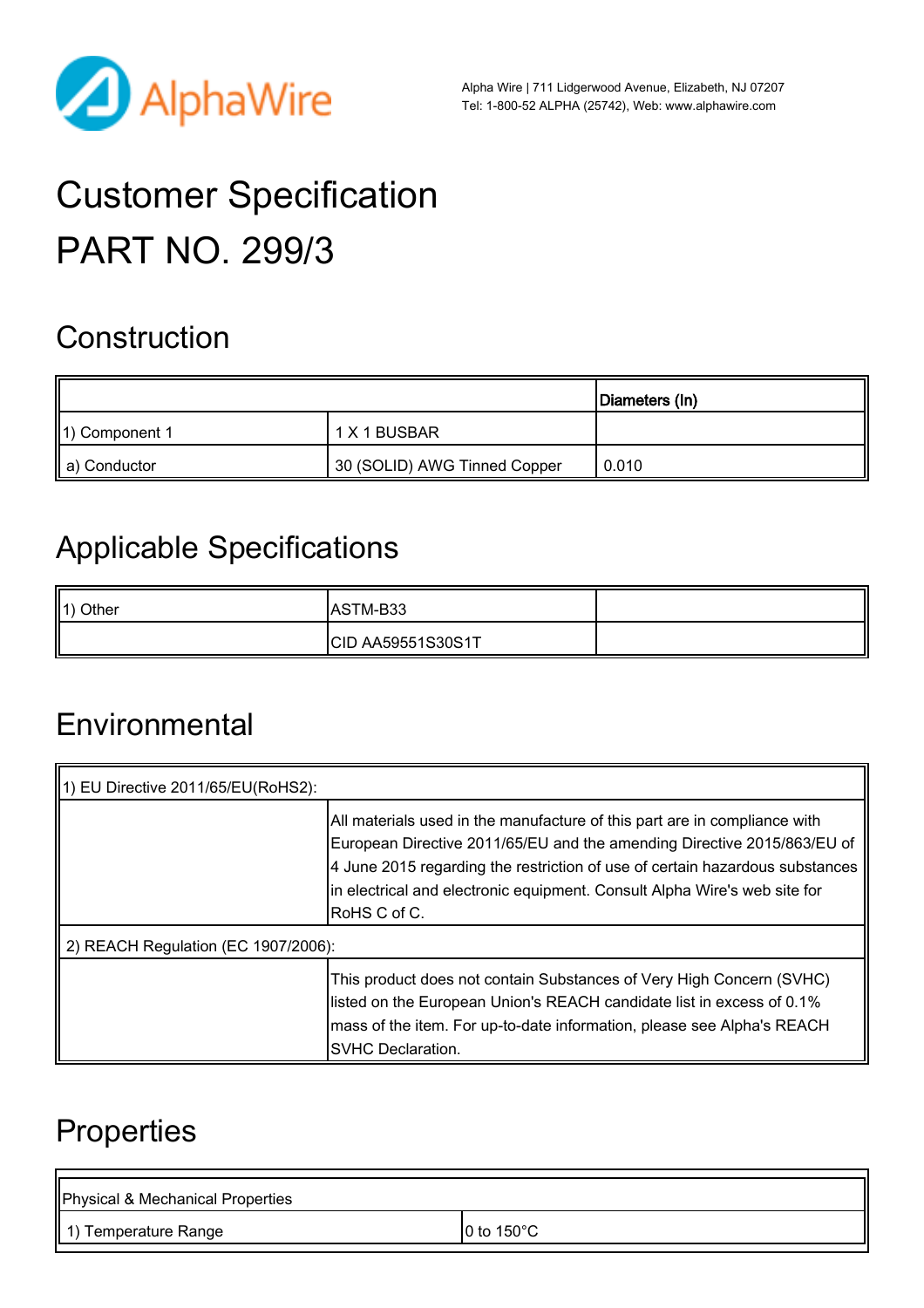AlphaWire

Alpha Wire | 711 Lidgerwood Avenue, Elizabeth, NJ 07207
Tel: 1-800-52 ALPHA (25742), Web: www.alphawire.com

# Customer Specification
# PART NO. 299/3

## Construction

| | | Diameters (In) |
|---|---|---|
| 1) Component 1 | 1 X 1 BUSBAR | |
| a) Conductor | 30 (SOLID) AWG Tinned Copper | 0.010 |

## Applicable Specifications

| | | |
|---|---|---|
| 1) Other | ASTM-B33 | |
| | CID AA59551S30S1T | |

## Environmental

| | |
|---|---|
| 1) EU Directive 2011/65/EU(RoHS2): | |
| | All materials used in the manufacture of this part are in compliance with European Directive 2011/65/EU and the amending Directive 2015/863/EU of 4 June 2015 regarding the restriction of use of certain hazardous substances in electrical and electronic equipment. Consult Alpha Wire's web site for RoHS C of C. |
| 2) REACH Regulation (EC 1907/2006): | |
| | This product does not contain Substances of Very High Concern (SVHC) listed on the European Union's REACH candidate list in excess of 0.1% mass of the item. For up-to-date information, please see Alpha's REACH SVHC Declaration. |

## Properties

| Physical & Mechanical Properties | |
|---|---|
| 1) Temperature Range | 0 to 150°C |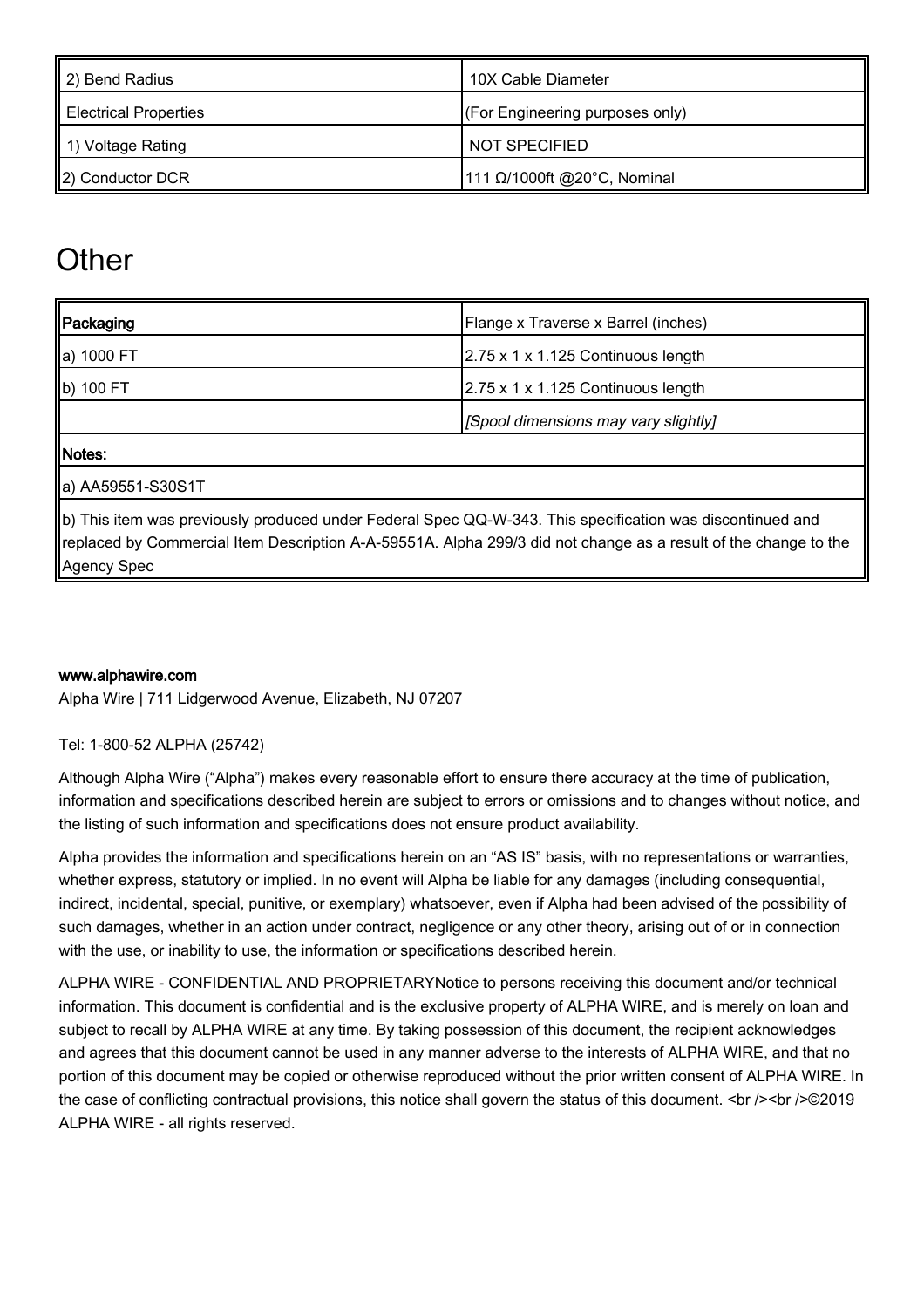| 2) Bend Radius | 10X Cable Diameter |
|---|---|
| Electrical Properties | (For Engineering purposes only) |
| 1) Voltage Rating | NOT SPECIFIED |
| 2) Conductor DCR | 111 Ω/1000ft @20°C, Nominal |

# Other

| **Packaging** | Flange x Traverse x Barrel (inches) |
|---|---|
| a) 1000 FT | 2.75 x 1 x 1.125 Continuous length |
| b) 100 FT | 2.75 x 1 x 1.125 Continuous length |
| | *[Spool dimensions may vary slightly]* |
| **Notes:** | |
| a) AA59551-S30S1T | |
| b) This item was previously produced under Federal Spec QQ-W-343. This specification was discontinued and replaced by Commercial Item Description A-A-59551A. Alpha 299/3 did not change as a result of the change to the Agency Spec | |

**www.alphawire.com**

Alpha Wire | 711 Lidgerwood Avenue, Elizabeth, NJ 07207

Tel: 1-800-52 ALPHA (25742)

Although Alpha Wire ("Alpha") makes every reasonable effort to ensure there accuracy at the time of publication, information and specifications described herein are subject to errors or omissions and to changes without notice, and the listing of such information and specifications does not ensure product availability.

Alpha provides the information and specifications herein on an "AS IS" basis, with no representations or warranties, whether express, statutory or implied. In no event will Alpha be liable for any damages (including consequential, indirect, incidental, special, punitive, or exemplary) whatsoever, even if Alpha had been advised of the possibility of such damages, whether in an action under contract, negligence or any other theory, arising out of or in connection with the use, or inability to use, the information or specifications described herein.

ALPHA WIRE - CONFIDENTIAL AND PROPRIETARYNotice to persons receiving this document and/or technical information. This document is confidential and is the exclusive property of ALPHA WIRE, and is merely on loan and subject to recall by ALPHA WIRE at any time. By taking possession of this document, the recipient acknowledges and agrees that this document cannot be used in any manner adverse to the interests of ALPHA WIRE, and that no portion of this document may be copied or otherwise reproduced without the prior written consent of ALPHA WIRE. In the case of conflicting contractual provisions, this notice shall govern the status of this document. <br /><br />©2019 ALPHA WIRE - all rights reserved.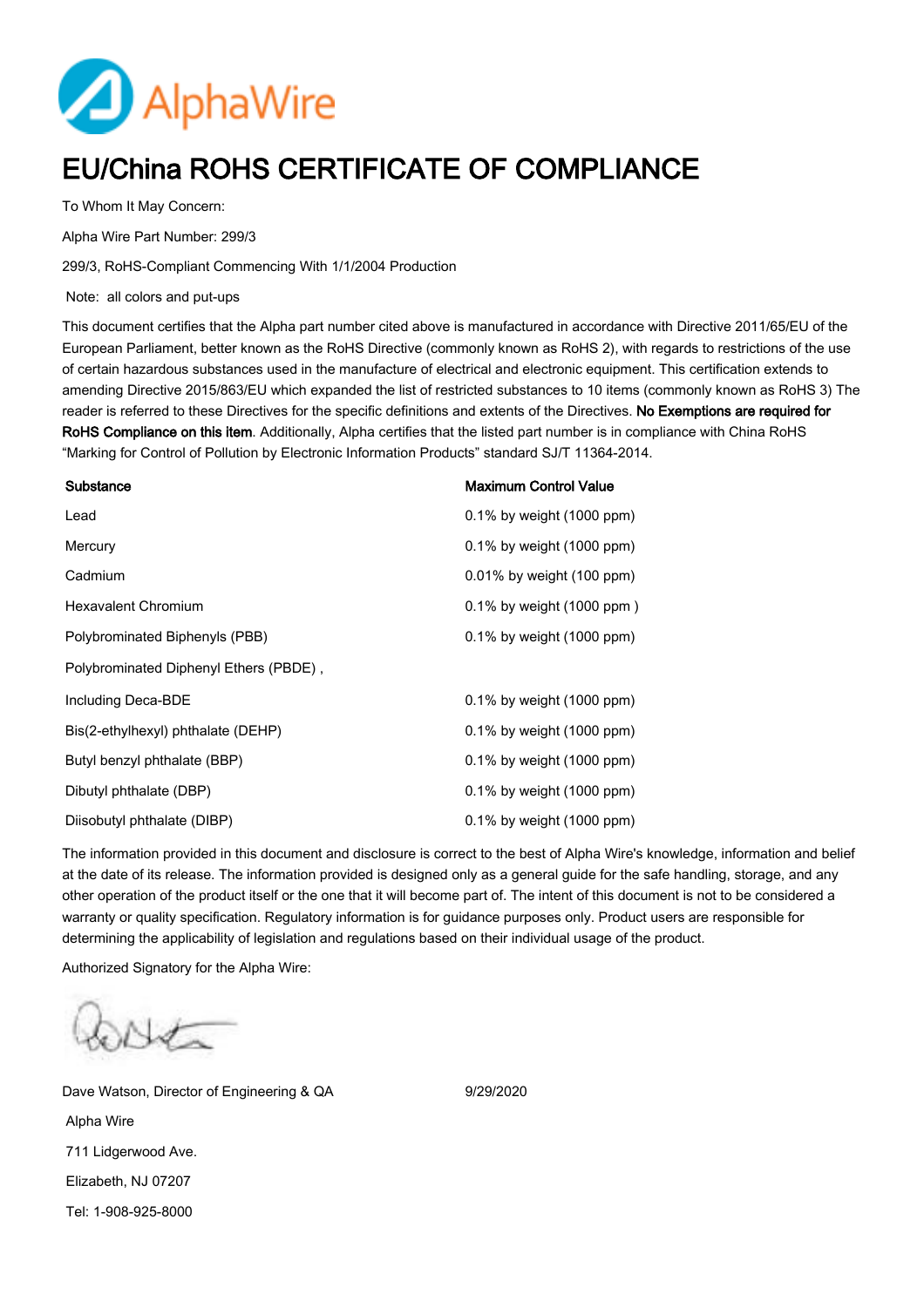# EU/China ROHS CERTIFICATE OF COMPLIANCE

To Whom It May Concern:

Alpha Wire Part Number: 299/3

299/3, RoHS-Compliant Commencing With 1/1/2004 Production

Note: all colors and put-ups

This document certifies that the Alpha part number cited above is manufactured in accordance with Directive 2011/65/EU of the European Parliament, better known as the RoHS Directive (commonly known as RoHS 2), with regards to restrictions of the use of certain hazardous substances used in the manufacture of electrical and electronic equipment. This certification extends to amending Directive 2015/863/EU which expanded the list of restricted substances to 10 items (commonly known as RoHS 3) The reader is referred to these Directives for the specific definitions and extents of the Directives. **No Exemptions are required for RoHS Compliance on this item**. Additionally, Alpha certifies that the listed part number is in compliance with China RoHS "Marking for Control of Pollution by Electronic Information Products" standard SJ/T 11364-2014.

| Substance | Maximum Control Value |
| --- | --- |
| Lead | 0.1% by weight (1000 ppm) |
| Mercury | 0.1% by weight (1000 ppm) |
| Cadmium | 0.01% by weight (100 ppm) |
| Hexavalent Chromium | 0.1% by weight (1000 ppm ) |
| Polybrominated Biphenyls (PBB) | 0.1% by weight (1000 ppm) |
| Polybrominated Diphenyl Ethers (PBDE) , | |
| Including Deca-BDE | 0.1% by weight (1000 ppm) |
| Bis(2-ethylhexyl) phthalate (DEHP) | 0.1% by weight (1000 ppm) |
| Butyl benzyl phthalate (BBP) | 0.1% by weight (1000 ppm) |
| Dibutyl phthalate (DBP) | 0.1% by weight (1000 ppm) |
| Diisobutyl phthalate (DIBP) | 0.1% by weight (1000 ppm) |

The information provided in this document and disclosure is correct to the best of Alpha Wire's knowledge, information and belief at the date of its release. The information provided is designed only as a general guide for the safe handling, storage, and any other operation of the product itself or the one that it will become part of. The intent of this document is not to be considered a warranty or quality specification. Regulatory information is for guidance purposes only. Product users are responsible for determining the applicability of legislation and regulations based on their individual usage of the product.

Authorized Signatory for the Alpha Wire:

Dave Watson, Director of Engineering & QA 9/29/2020

Alpha Wire

711 Lidgerwood Ave.

Elizabeth, NJ 07207

Tel: 1-908-925-8000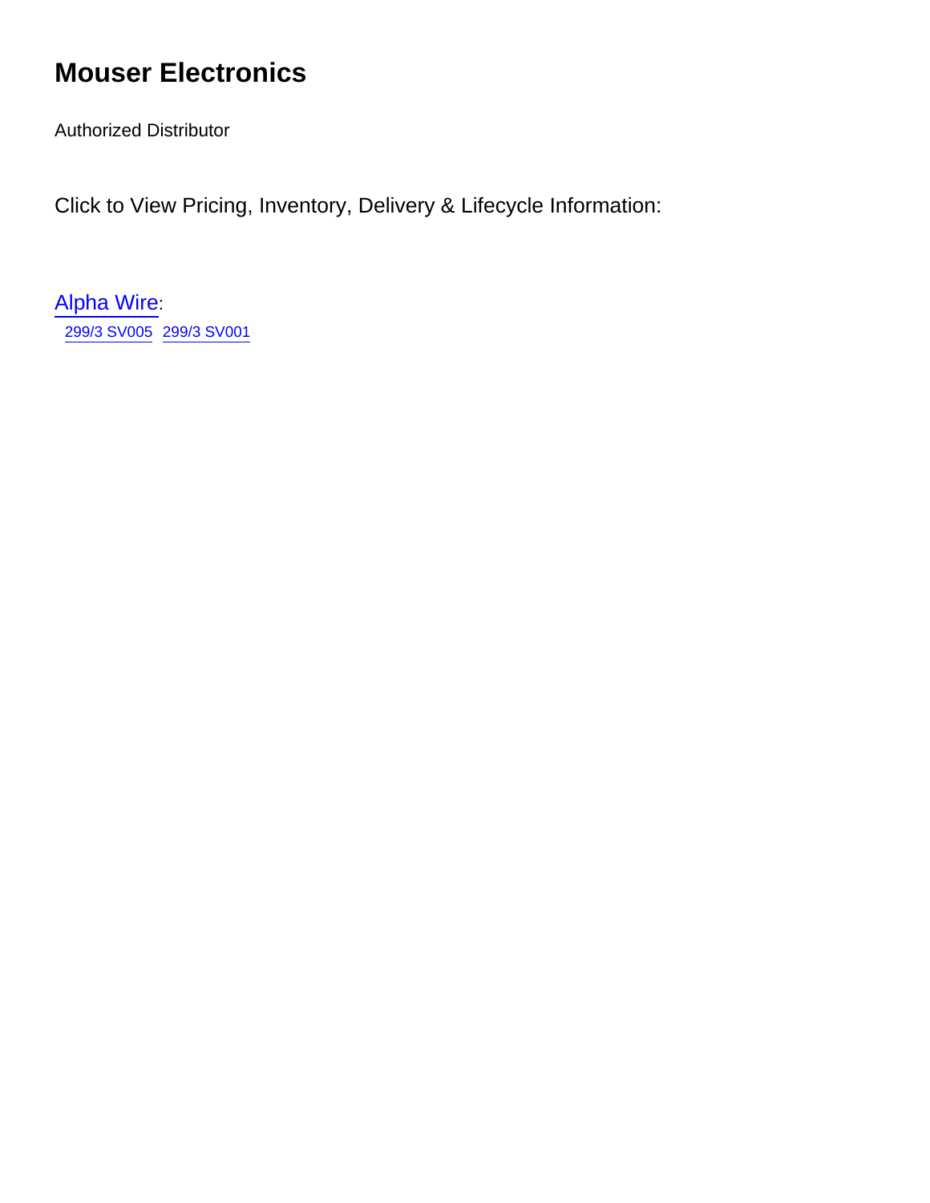# Mouser Electronics

Authorized Distributor

Click to View Pricing, Inventory, Delivery & Lifecycle Information:

Alpha Wire:

299/3 SV005 299/3 SV001